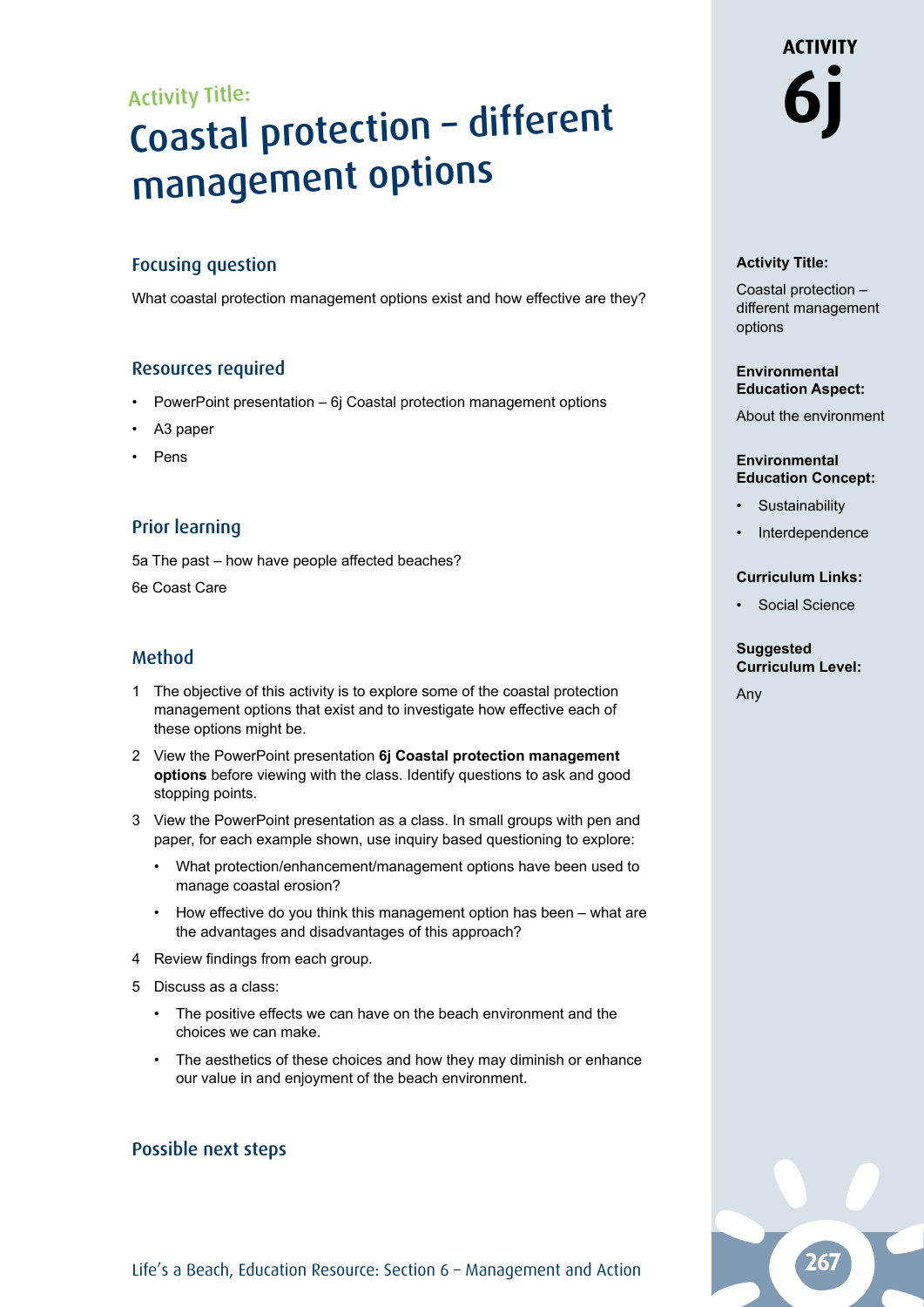Activity Title:

# Coastal protection – different management options

## Focusing question

What coastal protection management options exist and how effective are they?

## Resources required

- PowerPoint presentation – 6j Coastal protection management options
- A3 paper
- Pens

## Prior learning

5a The past – how have people affected beaches?

6e Coast Care

## Method

1. The objective of this activity is to explore some of the coastal protection management options that exist and to investigate how effective each of these options might be.
2. View the PowerPoint presentation **6j Coastal protection management options** before viewing with the class. Identify questions to ask and good stopping points.
3. View the PowerPoint presentation as a class. In small groups with pen and paper, for each example shown, use inquiry based questioning to explore:
   - What protection/enhancement/management options have been used to manage coastal erosion?
   - How effective do you think this management option has been – what are the advantages and disadvantages of this approach?
4. Review findings from each group.
5. Discuss as a class:
   - The positive effects we can have on the beach environment and the choices we can make.
   - The aesthetics of these choices and how they may diminish or enhance our value in and enjoyment of the beach environment.

## Possible next steps

**ACTIVITY 6j**

**Activity Title:**

Coastal protection – different management options

**Environmental Education Aspect:**

About the environment

**Environmental Education Concept:**

- Sustainability
- Interdependence

**Curriculum Links:**

- Social Science

**Suggested Curriculum Level:**

Any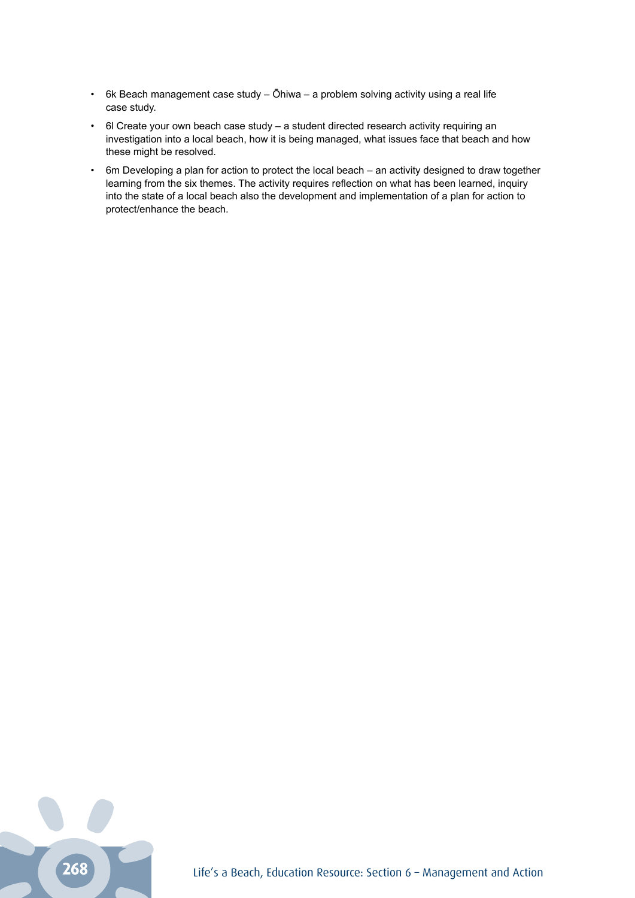- 6k Beach management case study – Ōhiwa – a problem solving activity using a real life case study.
- 6l Create your own beach case study – a student directed research activity requiring an investigation into a local beach, how it is being managed, what issues face that beach and how these might be resolved.
- 6m Developing a plan for action to protect the local beach – an activity designed to draw together learning from the six themes. The activity requires reflection on what has been learned, inquiry into the state of a local beach also the development and implementation of a plan for action to protect/enhance the beach.